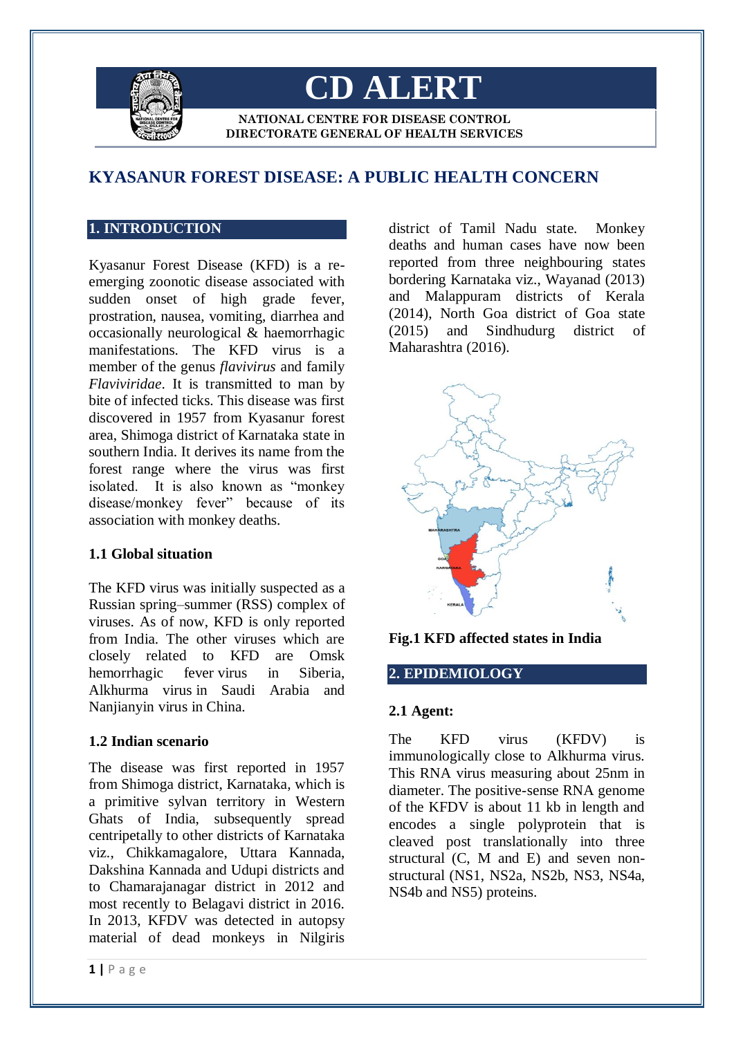# CD ALERT

NATIONAL CENTRE FOR DISEASE CONTROL
DIRECTORATE GENERAL OF HEALTH SERVICES

# KYASANUR FOREST DISEASE: A PUBLIC HEALTH CONCERN

## 1. INTRODUCTION

Kyasanur Forest Disease (KFD) is a re-emerging zoonotic disease associated with sudden onset of high grade fever, prostration, nausea, vomiting, diarrhea and occasionally neurological & haemorrhagic manifestations. The KFD virus is a member of the genus *flavivirus* and family *Flaviviridae*. It is transmitted to man by bite of infected ticks. This disease was first discovered in 1957 from Kyasanur forest area, Shimoga district of Karnataka state in southern India. It derives its name from the forest range where the virus was first isolated. It is also known as "monkey disease/monkey fever" because of its association with monkey deaths.

### 1.1 Global situation

The KFD virus was initially suspected as a Russian spring–summer (RSS) complex of viruses. As of now, KFD is only reported from India. The other viruses which are closely related to KFD are Omsk hemorrhagic fever virus in Siberia, Alkhurma virus in Saudi Arabia and Nanjianyin virus in China.

### 1.2 Indian scenario

The disease was first reported in 1957 from Shimoga district, Karnataka, which is a primitive sylvan territory in Western Ghats of India, subsequently spread centripetally to other districts of Karnataka viz., Chikkamagalore, Uttara Kannada, Dakshina Kannada and Udupi districts and to Chamarajanagar district in 2012 and most recently to Belagavi district in 2016. In 2013, KFDV was detected in autopsy material of dead monkeys in Nilgiris district of Tamil Nadu state. Monkey deaths and human cases have now been reported from three neighbouring states bordering Karnataka viz., Wayanad (2013) and Malappuram districts of Kerala (2014), North Goa district of Goa state (2015) and Sindhudurg district of Maharashtra (2016).

**Fig.1 KFD affected states in India**

## 2. EPIDEMIOLOGY

### 2.1 Agent:

The KFD virus (KFDV) is immunologically close to Alkhurma virus. This RNA virus measuring about 25nm in diameter. The positive-sense RNA genome of the KFDV is about 11 kb in length and encodes a single polyprotein that is cleaved post translationally into three structural (C, M and E) and seven non-structural (NS1, NS2a, NS2b, NS3, NS4a, NS4b and NS5) proteins.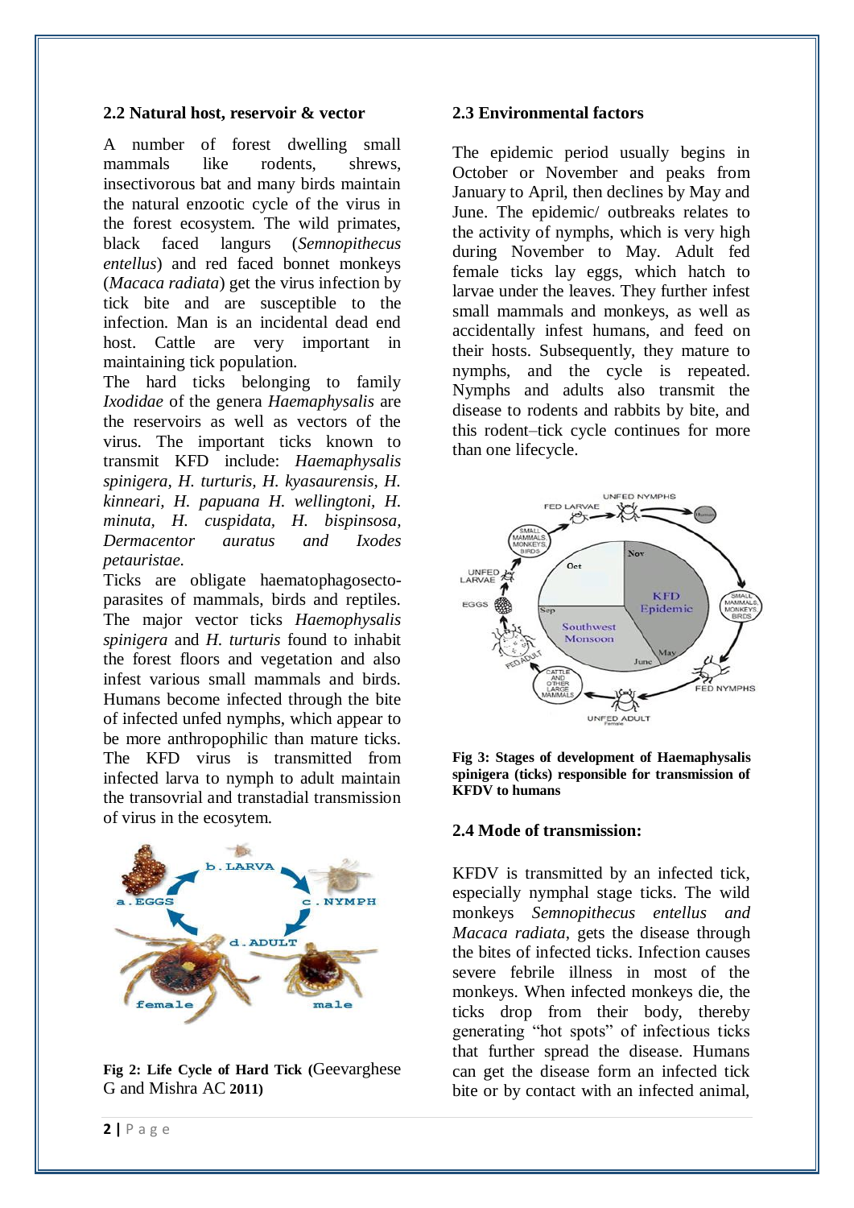## 2.2 Natural host, reservoir & vector

A number of forest dwelling small mammals like rodents, shrews, insectivorous bat and many birds maintain the natural enzootic cycle of the virus in the forest ecosystem. The wild primates, black faced langurs (*Semnopithecus entellus*) and red faced bonnet monkeys (*Macaca radiata*) get the virus infection by tick bite and are susceptible to the infection. Man is an incidental dead end host. Cattle are very important in maintaining tick population.

The hard ticks belonging to family *Ixodidae* of the genera *Haemaphysalis* are the reservoirs as well as vectors of the virus. The important ticks known to transmit KFD include: *Haemaphysalis spinigera, H. turturis, H. kyasaurensis, H. kinneari, H. papuana H. wellingtoni, H. minuta, H. cuspidata, H. bispinosa, Dermacentor auratus and Ixodes petauristae.*

Ticks are obligate haematophagosecto-parasites of mammals, birds and reptiles. The major vector ticks *Haemophysalis spinigera* and *H. turturis* found to inhabit the forest floors and vegetation and also infest various small mammals and birds. Humans become infected through the bite of infected unfed nymphs, which appear to be more anthropophilic than mature ticks. The KFD virus is transmitted from infected larva to nymph to adult maintain the transovrial and transtadial transmission of virus in the ecosytem.

**Fig 2: Life Cycle of Hard Tick (**Geevarghese G and Mishra AC **2011)**

## 2.3 Environmental factors

The epidemic period usually begins in October or November and peaks from January to April, then declines by May and June. The epidemic/ outbreaks relates to the activity of nymphs, which is very high during November to May. Adult fed female ticks lay eggs, which hatch to larvae under the leaves. They further infest small mammals and monkeys, as well as accidentally infest humans, and feed on their hosts. Subsequently, they mature to nymphs, and the cycle is repeated. Nymphs and adults also transmit the disease to rodents and rabbits by bite, and this rodent–tick cycle continues for more than one lifecycle.

**Fig 3: Stages of development of Haemaphysalis spinigera (ticks) responsible for transmission of KFDV to humans**

## 2.4 Mode of transmission:

KFDV is transmitted by an infected tick, especially nymphal stage ticks. The wild monkeys *Semnopithecus entellus and Macaca radiata*, gets the disease through the bites of infected ticks. Infection causes severe febrile illness in most of the monkeys. When infected monkeys die, the ticks drop from their body, thereby generating "hot spots" of infectious ticks that further spread the disease. Humans can get the disease form an infected tick bite or by contact with an infected animal,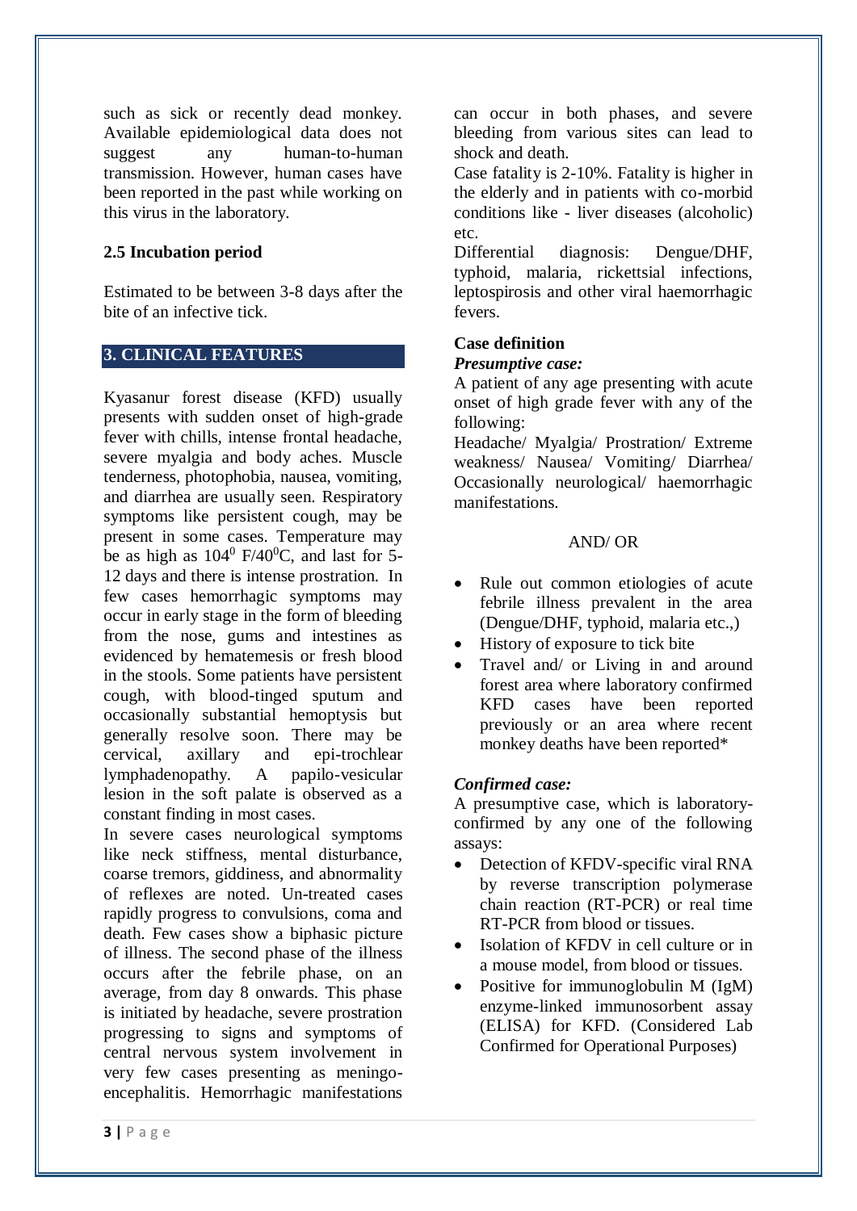such as sick or recently dead monkey. Available epidemiological data does not suggest any human-to-human transmission. However, human cases have been reported in the past while working on this virus in the laboratory.

### 2.5 Incubation period

Estimated to be between 3-8 days after the bite of an infective tick.

## 3. CLINICAL FEATURES

Kyasanur forest disease (KFD) usually presents with sudden onset of high-grade fever with chills, intense frontal headache, severe myalgia and body aches. Muscle tenderness, photophobia, nausea, vomiting, and diarrhea are usually seen. Respiratory symptoms like persistent cough, may be present in some cases. Temperature may be as high as $104^0$ F/$40^0$C, and last for 5-12 days and there is intense prostration. In few cases hemorrhagic symptoms may occur in early stage in the form of bleeding from the nose, gums and intestines as evidenced by hematemesis or fresh blood in the stools. Some patients have persistent cough, with blood-tinged sputum and occasionally substantial hemoptysis but generally resolve soon. There may be cervical, axillary and epi-trochlear lymphadenopathy. A papilo-vesicular lesion in the soft palate is observed as a constant finding in most cases.

In severe cases neurological symptoms like neck stiffness, mental disturbance, coarse tremors, giddiness, and abnormality of reflexes are noted. Un-treated cases rapidly progress to convulsions, coma and death. Few cases show a biphasic picture of illness. The second phase of the illness occurs after the febrile phase, on an average, from day 8 onwards. This phase is initiated by headache, severe prostration progressing to signs and symptoms of central nervous system involvement in very few cases presenting as meningo-encephalitis. Hemorrhagic manifestations can occur in both phases, and severe bleeding from various sites can lead to shock and death.

Case fatality is 2-10%. Fatality is higher in the elderly and in patients with co-morbid conditions like - liver diseases (alcoholic) etc.

Differential diagnosis: Dengue/DHF, typhoid, malaria, rickettsial infections, leptospirosis and other viral haemorrhagic fevers.

**Case definition**

***Presumptive case:***

A patient of any age presenting with acute onset of high grade fever with any of the following:

Headache/ Myalgia/ Prostration/ Extreme weakness/ Nausea/ Vomiting/ Diarrhea/ Occasionally neurological/ haemorrhagic manifestations.

AND/ OR

- Rule out common etiologies of acute febrile illness prevalent in the area (Dengue/DHF, typhoid, malaria etc.,)
- History of exposure to tick bite
- Travel and/ or Living in and around forest area where laboratory confirmed KFD cases have been reported previously or an area where recent monkey deaths have been reported*

***Confirmed case:***

A presumptive case, which is laboratory-confirmed by any one of the following assays:

- Detection of KFDV-specific viral RNA by reverse transcription polymerase chain reaction (RT-PCR) or real time RT-PCR from blood or tissues.
- Isolation of KFDV in cell culture or in a mouse model, from blood or tissues.
- Positive for immunoglobulin M (IgM) enzyme-linked immunosorbent assay (ELISA) for KFD. (Considered Lab Confirmed for Operational Purposes)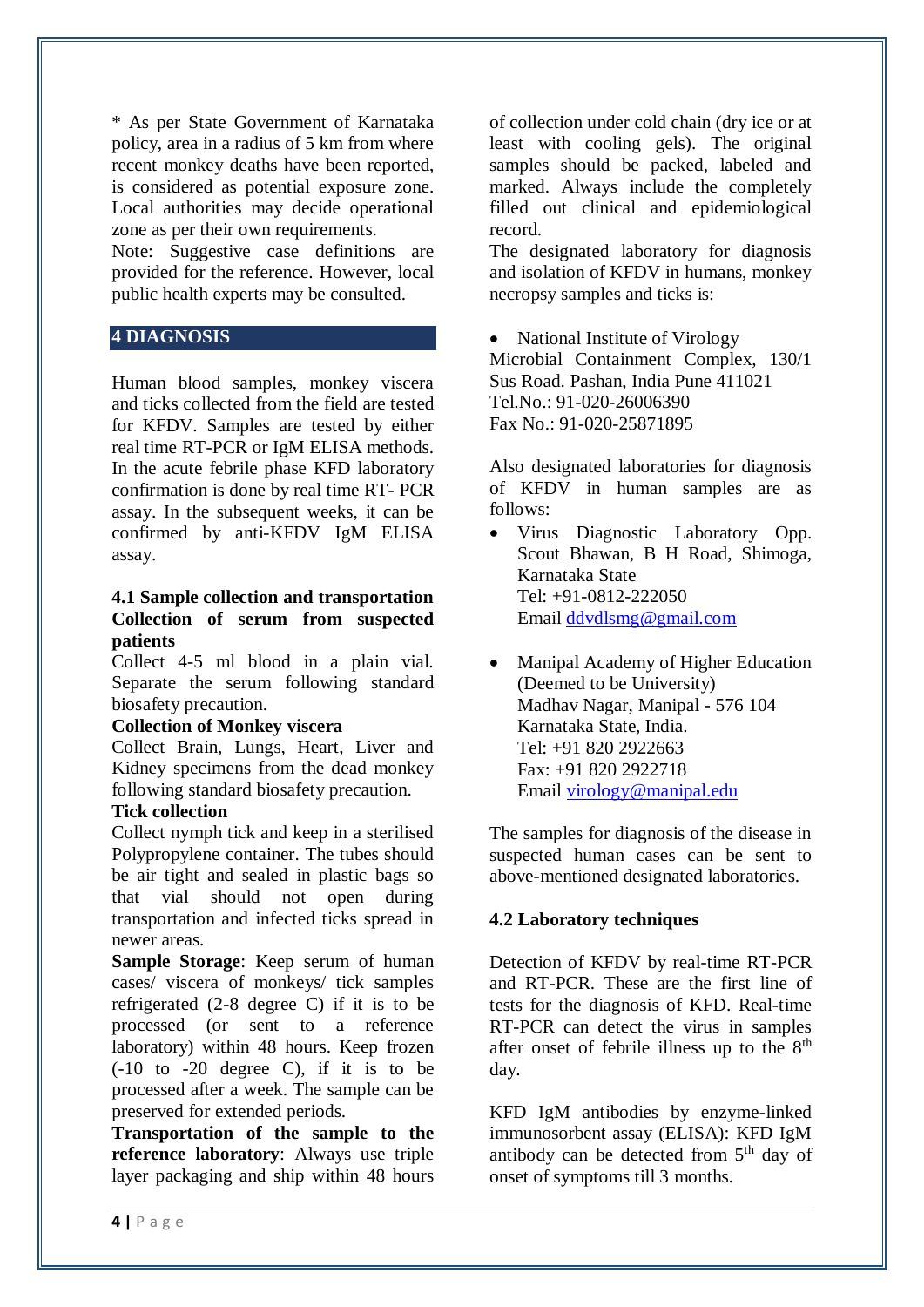* As per State Government of Karnataka policy, area in a radius of 5 km from where recent monkey deaths have been reported, is considered as potential exposure zone. Local authorities may decide operational zone as per their own requirements.

Note: Suggestive case definitions are provided for the reference. However, local public health experts may be consulted.

## 4 DIAGNOSIS

Human blood samples, monkey viscera and ticks collected from the field are tested for KFDV. Samples are tested by either real time RT-PCR or IgM ELISA methods. In the acute febrile phase KFD laboratory confirmation is done by real time RT- PCR assay. In the subsequent weeks, it can be confirmed by anti-KFDV IgM ELISA assay.

### 4.1 Sample collection and transportation

**Collection of serum from suspected patients**

Collect 4-5 ml blood in a plain vial. Separate the serum following standard biosafety precaution.

**Collection of Monkey viscera**

Collect Brain, Lungs, Heart, Liver and Kidney specimens from the dead monkey following standard biosafety precaution.

**Tick collection**

Collect nymph tick and keep in a sterilised Polypropylene container. The tubes should be air tight and sealed in plastic bags so that vial should not open during transportation and infected ticks spread in newer areas.

**Sample Storage**: Keep serum of human cases/ viscera of monkeys/ tick samples refrigerated (2-8 degree C) if it is to be processed (or sent to a reference laboratory) within 48 hours. Keep frozen (-10 to -20 degree C), if it is to be processed after a week. The sample can be preserved for extended periods.

**Transportation of the sample to the reference laboratory**: Always use triple layer packaging and ship within 48 hours of collection under cold chain (dry ice or at least with cooling gels). The original samples should be packed, labeled and marked. Always include the completely filled out clinical and epidemiological record.

The designated laboratory for diagnosis and isolation of KFDV in humans, monkey necropsy samples and ticks is:

- National Institute of Virology
Microbial Containment Complex, 130/1 Sus Road. Pashan, India Pune 411021
Tel.No.: 91-020-26006390
Fax No.: 91-020-25871895

Also designated laboratories for diagnosis of KFDV in human samples are as follows:

- Virus Diagnostic Laboratory Opp. Scout Bhawan, B H Road, Shimoga, Karnataka State
Tel: +91-0812-222050
Email ddvdlsmg@gmail.com

- Manipal Academy of Higher Education (Deemed to be University)
Madhav Nagar, Manipal - 576 104
Karnataka State, India.
Tel: +91 820 2922663
Fax: +91 820 2922718
Email virology@manipal.edu

The samples for diagnosis of the disease in suspected human cases can be sent to above-mentioned designated laboratories.

### 4.2 Laboratory techniques

Detection of KFDV by real-time RT-PCR and RT-PCR. These are the first line of tests for the diagnosis of KFD. Real-time RT-PCR can detect the virus in samples after onset of febrile illness up to the $8^{th}$ day.

KFD IgM antibodies by enzyme-linked immunosorbent assay (ELISA): KFD IgM antibody can be detected from $5^{th}$ day of onset of symptoms till 3 months.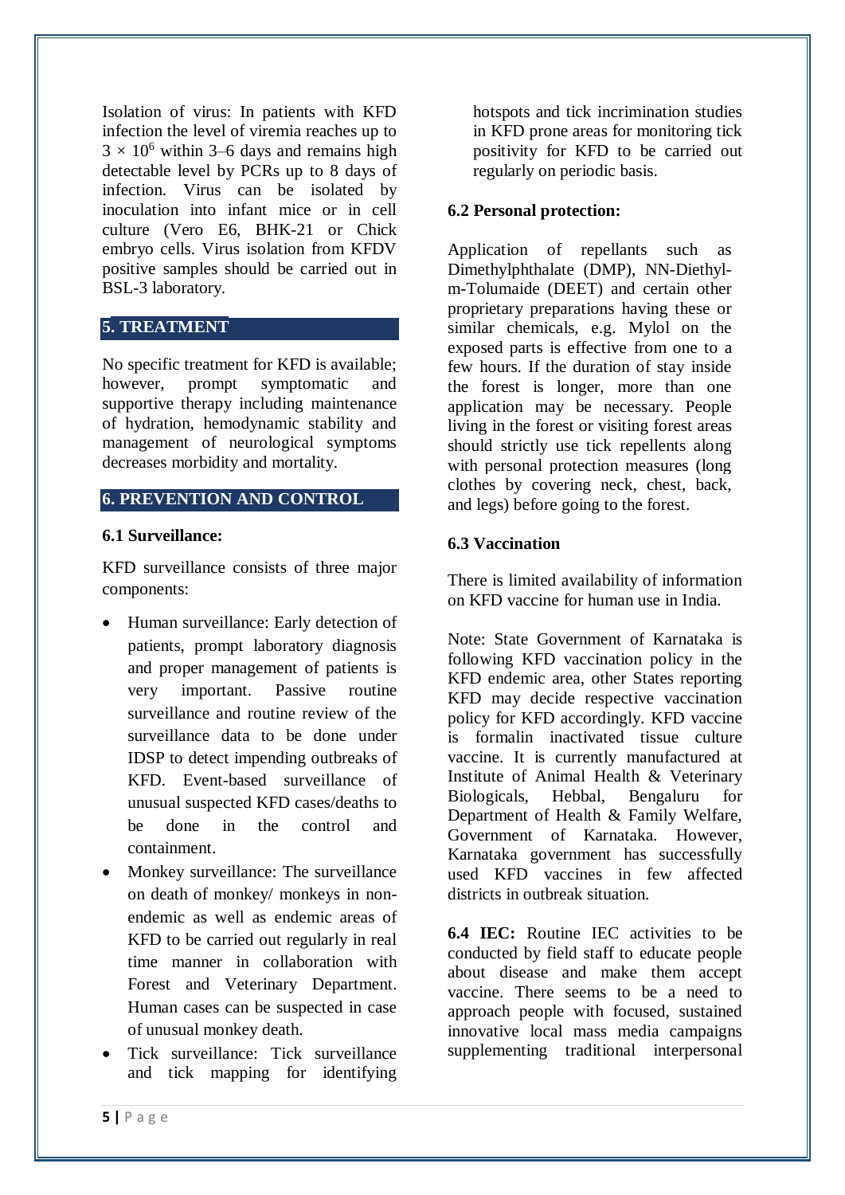Isolation of virus: In patients with KFD infection the level of viremia reaches up to $3 \times 10^6$ within 3–6 days and remains high detectable level by PCRs up to 8 days of infection. Virus can be isolated by inoculation into infant mice or in cell culture (Vero E6, BHK-21 or Chick embryo cells. Virus isolation from KFDV positive samples should be carried out in BSL-3 laboratory.

## 5. TREATMENT

No specific treatment for KFD is available; however, prompt symptomatic and supportive therapy including maintenance of hydration, hemodynamic stability and management of neurological symptoms decreases morbidity and mortality.

## 6. PREVENTION AND CONTROL

### 6.1 Surveillance:

KFD surveillance consists of three major components:

- Human surveillance: Early detection of patients, prompt laboratory diagnosis and proper management of patients is very important. Passive routine surveillance and routine review of the surveillance data to be done under IDSP to detect impending outbreaks of KFD. Event-based surveillance of unusual suspected KFD cases/deaths to be done in the control and containment.
- Monkey surveillance: The surveillance on death of monkey/ monkeys in non-endemic as well as endemic areas of KFD to be carried out regularly in real time manner in collaboration with Forest and Veterinary Department. Human cases can be suspected in case of unusual monkey death.
- Tick surveillance: Tick surveillance and tick mapping for identifying hotspots and tick incrimination studies in KFD prone areas for monitoring tick positivity for KFD to be carried out regularly on periodic basis.

### 6.2 Personal protection:

Application of repellants such as Dimethylphthalate (DMP), NN-Diethyl-m-Tolumaide (DEET) and certain other proprietary preparations having these or similar chemicals, e.g. Mylol on the exposed parts is effective from one to a few hours. If the duration of stay inside the forest is longer, more than one application may be necessary. People living in the forest or visiting forest areas should strictly use tick repellents along with personal protection measures (long clothes by covering neck, chest, back, and legs) before going to the forest.

### 6.3 Vaccination

There is limited availability of information on KFD vaccine for human use in India.

Note: State Government of Karnataka is following KFD vaccination policy in the KFD endemic area, other States reporting KFD may decide respective vaccination policy for KFD accordingly. KFD vaccine is formalin inactivated tissue culture vaccine. It is currently manufactured at Institute of Animal Health & Veterinary Biologicals, Hebbal, Bengaluru for Department of Health & Family Welfare, Government of Karnataka. However, Karnataka government has successfully used KFD vaccines in few affected districts in outbreak situation.

**6.4 IEC:** Routine IEC activities to be conducted by field staff to educate people about disease and make them accept vaccine. There seems to be a need to approach people with focused, sustained innovative local mass media campaigns supplementing traditional interpersonal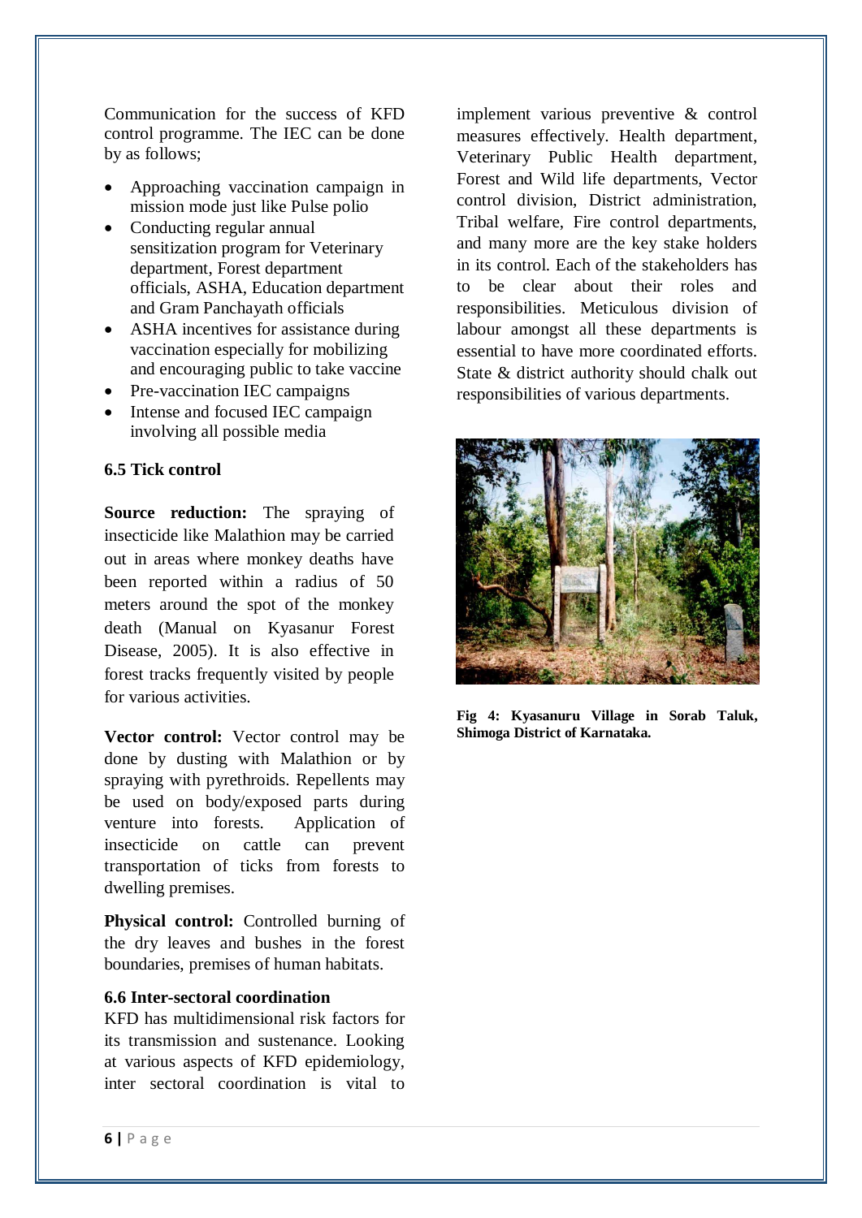Communication for the success of KFD control programme. The IEC can be done by as follows;

- Approaching vaccination campaign in mission mode just like Pulse polio
- Conducting regular annual sensitization program for Veterinary department, Forest department officials, ASHA, Education department and Gram Panchayath officials
- ASHA incentives for assistance during vaccination especially for mobilizing and encouraging public to take vaccine
- Pre-vaccination IEC campaigns
- Intense and focused IEC campaign involving all possible media

### 6.5 Tick control

**Source reduction:** The spraying of insecticide like Malathion may be carried out in areas where monkey deaths have been reported within a radius of 50 meters around the spot of the monkey death (Manual on Kyasanur Forest Disease, 2005). It is also effective in forest tracks frequently visited by people for various activities.

**Vector control:** Vector control may be done by dusting with Malathion or by spraying with pyrethroids. Repellents may be used on body/exposed parts during venture into forests. Application of insecticide on cattle can prevent transportation of ticks from forests to dwelling premises.

**Physical control:** Controlled burning of the dry leaves and bushes in the forest boundaries, premises of human habitats.

### 6.6 Inter-sectoral coordination

KFD has multidimensional risk factors for its transmission and sustenance. Looking at various aspects of KFD epidemiology, inter sectoral coordination is vital to implement various preventive & control measures effectively. Health department, Veterinary Public Health department, Forest and Wild life departments, Vector control division, District administration, Tribal welfare, Fire control departments, and many more are the key stake holders in its control. Each of the stakeholders has to be clear about their roles and responsibilities. Meticulous division of labour amongst all these departments is essential to have more coordinated efforts. State & district authority should chalk out responsibilities of various departments.

**Fig 4: Kyasanuru Village in Sorab Taluk, Shimoga District of Karnataka.**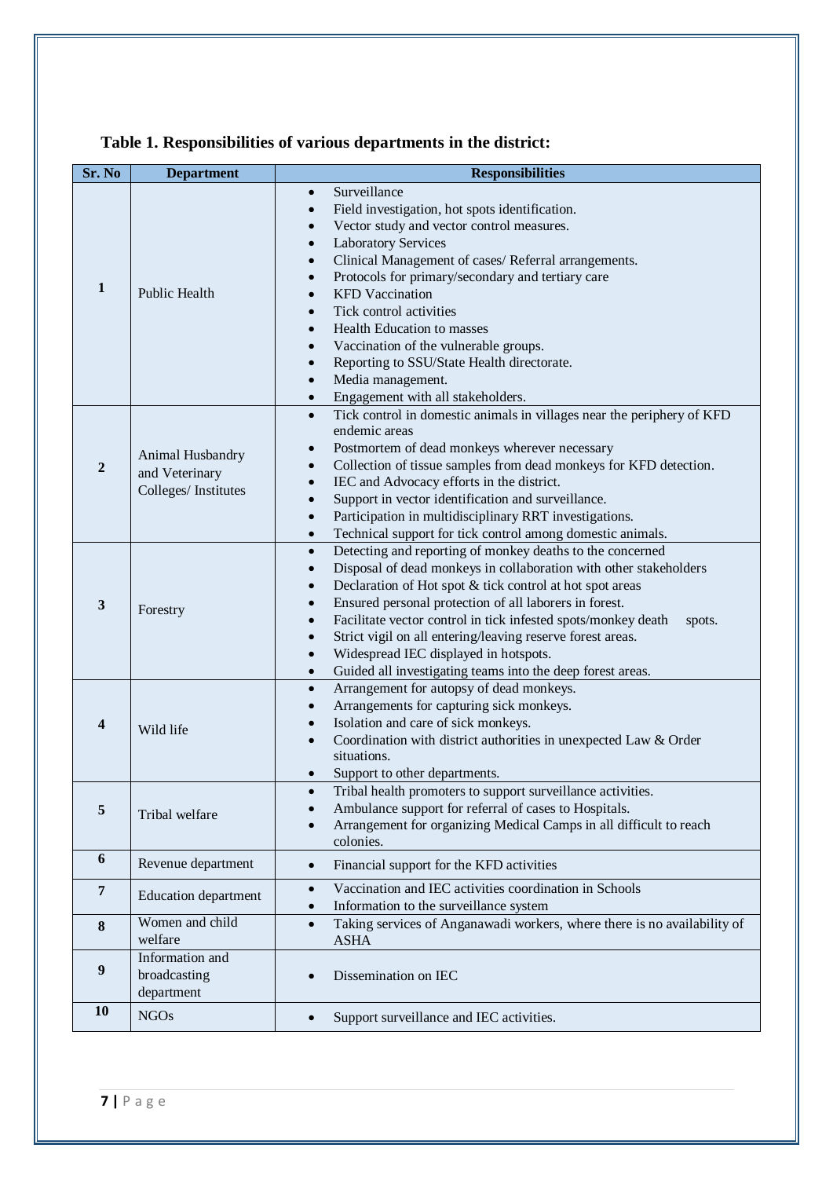**Table 1. Responsibilities of various departments in the district:**

| Sr. No | Department | Responsibilities |
|---|---|---|
| 1 | Public Health | • Surveillance<br>• Field investigation, hot spots identification.<br>• Vector study and vector control measures.<br>• Laboratory Services<br>• Clinical Management of cases/ Referral arrangements.<br>• Protocols for primary/secondary and tertiary care<br>• KFD Vaccination<br>• Tick control activities<br>• Health Education to masses<br>• Vaccination of the vulnerable groups.<br>• Reporting to SSU/State Health directorate.<br>• Media management.<br>• Engagement with all stakeholders. |
| 2 | Animal Husbandry and Veterinary Colleges/ Institutes | • Tick control in domestic animals in villages near the periphery of KFD endemic areas<br>• Postmortem of dead monkeys wherever necessary<br>• Collection of tissue samples from dead monkeys for KFD detection.<br>• IEC and Advocacy efforts in the district.<br>• Support in vector identification and surveillance.<br>• Participation in multidisciplinary RRT investigations.<br>• Technical support for tick control among domestic animals. |
| 3 | Forestry | • Detecting and reporting of monkey deaths to the concerned<br>• Disposal of dead monkeys in collaboration with other stakeholders<br>• Declaration of Hot spot & tick control at hot spot areas<br>• Ensured personal protection of all laborers in forest.<br>• Facilitate vector control in tick infested spots/monkey death spots.<br>• Strict vigil on all entering/leaving reserve forest areas.<br>• Widespread IEC displayed in hotspots.<br>• Guided all investigating teams into the deep forest areas. |
| 4 | Wild life | • Arrangement for autopsy of dead monkeys.<br>• Arrangements for capturing sick monkeys.<br>• Isolation and care of sick monkeys.<br>• Coordination with district authorities in unexpected Law & Order situations.<br>• Support to other departments. |
| 5 | Tribal welfare | • Tribal health promoters to support surveillance activities.<br>• Ambulance support for referral of cases to Hospitals.<br>• Arrangement for organizing Medical Camps in all difficult to reach colonies. |
| 6 | Revenue department | • Financial support for the KFD activities |
| 7 | Education department | • Vaccination and IEC activities coordination in Schools<br>• Information to the surveillance system |
| 8 | Women and child welfare | • Taking services of Anganawadi workers, where there is no availability of ASHA |
| 9 | Information and broadcasting department | • Dissemination on IEC |
| 10 | NGOs | • Support surveillance and IEC activities. |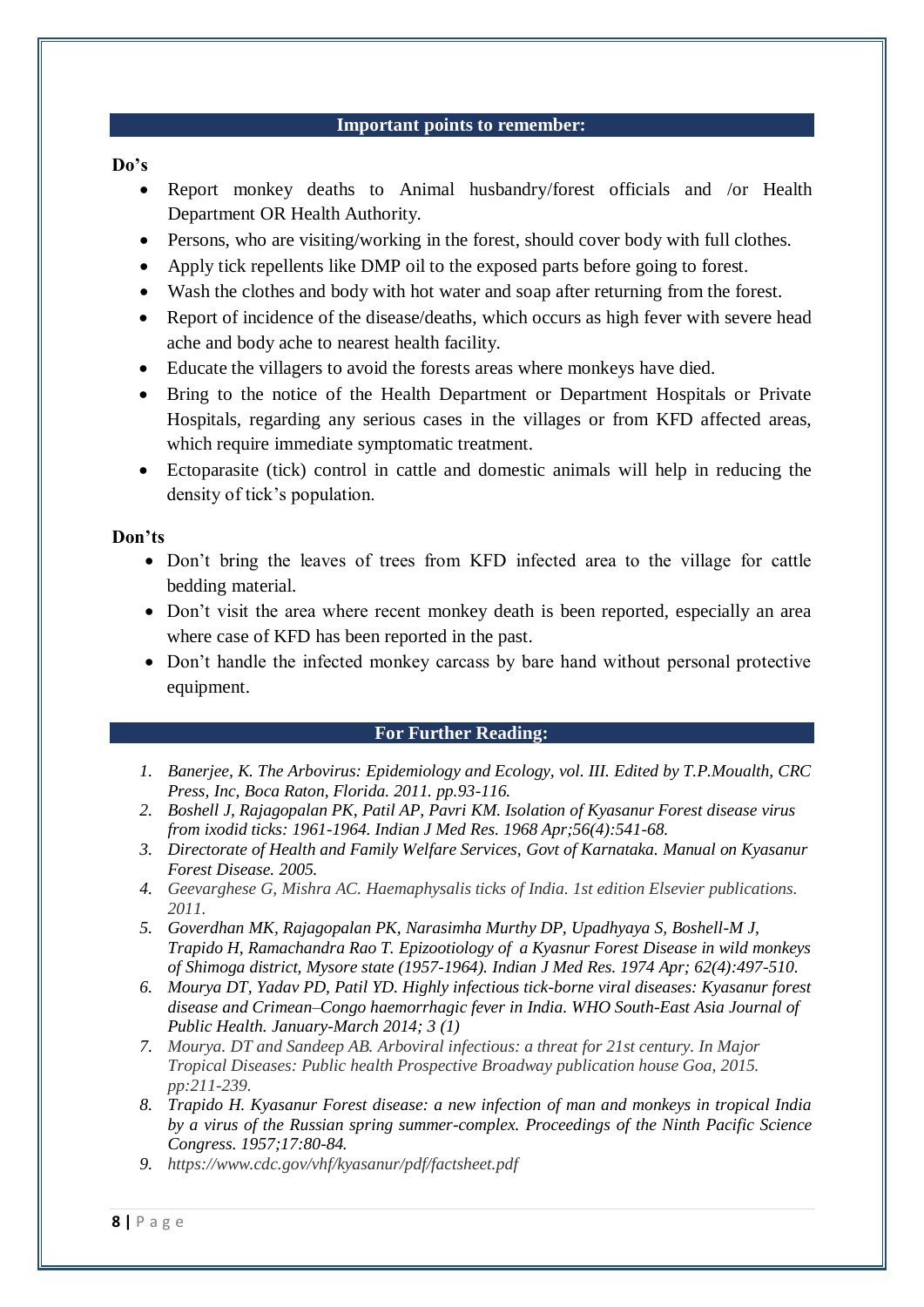## Important points to remember:

**Do's**

- Report monkey deaths to Animal husbandry/forest officials and /or Health Department OR Health Authority.
- Persons, who are visiting/working in the forest, should cover body with full clothes.
- Apply tick repellents like DMP oil to the exposed parts before going to forest.
- Wash the clothes and body with hot water and soap after returning from the forest.
- Report of incidence of the disease/deaths, which occurs as high fever with severe head ache and body ache to nearest health facility.
- Educate the villagers to avoid the forests areas where monkeys have died.
- Bring to the notice of the Health Department or Department Hospitals or Private Hospitals, regarding any serious cases in the villages or from KFD affected areas, which require immediate symptomatic treatment.
- Ectoparasite (tick) control in cattle and domestic animals will help in reducing the density of tick's population.

**Don'ts**

- Don't bring the leaves of trees from KFD infected area to the village for cattle bedding material.
- Don't visit the area where recent monkey death is been reported, especially an area where case of KFD has been reported in the past.
- Don't handle the infected monkey carcass by bare hand without personal protective equipment.

## For Further Reading:

1. *Banerjee, K. The Arbovirus: Epidemiology and Ecology, vol. III. Edited by T.P.Moualth, CRC Press, Inc, Boca Raton, Florida. 2011. pp.93-116.*
2. *Boshell J, Rajagopalan PK, Patil AP, Pavri KM. Isolation of Kyasanur Forest disease virus from ixodid ticks: 1961-1964. Indian J Med Res. 1968 Apr;56(4):541-68.*
3. *Directorate of Health and Family Welfare Services, Govt of Karnataka. Manual on Kyasanur Forest Disease. 2005.*
4. *Geevarghese G, Mishra AC. Haemaphysalis ticks of India. 1st edition Elsevier publications. 2011.*
5. *Goverdhan MK, Rajagopalan PK, Narasimha Murthy DP, Upadhyaya S, Boshell-M J, Trapido H, Ramachandra Rao T. Epizootiology of a Kyasnur Forest Disease in wild monkeys of Shimoga district, Mysore state (1957-1964). Indian J Med Res. 1974 Apr; 62(4):497-510.*
6. *Mourya DT, Yadav PD, Patil YD. Highly infectious tick-borne viral diseases: Kyasanur forest disease and Crimean–Congo haemorrhagic fever in India. WHO South-East Asia Journal of Public Health. January-March 2014; 3 (1)*
7. *Mourya. DT and Sandeep AB. Arboviral infectious: a threat for 21st century. In Major Tropical Diseases: Public health Prospective Broadway publication house Goa, 2015. pp:211-239.*
8. *Trapido H. Kyasanur Forest disease: a new infection of man and monkeys in tropical India by a virus of the Russian spring summer-complex. Proceedings of the Ninth Pacific Science Congress. 1957;17:80-84.*
9. *https://www.cdc.gov/vhf/kyasanur/pdf/factsheet.pdf*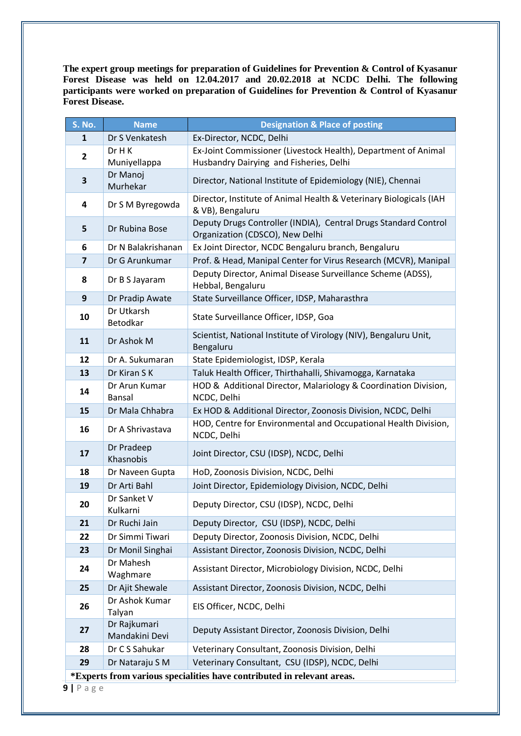**The expert group meetings for preparation of Guidelines for Prevention & Control of Kyasanur Forest Disease was held on 12.04.2017 and 20.02.2018 at NCDC Delhi. The following participants were worked on preparation of Guidelines for Prevention & Control of Kyasanur Forest Disease.**

| S. No. | Name | Designation & Place of posting |
|---|---|---|
| 1 | Dr S Venkatesh | Ex-Director, NCDC, Delhi |
| 2 | Dr H K Muniyellappa | Ex-Joint Commissioner (Livestock Health), Department of Animal Husbandry Dairying and Fisheries, Delhi |
| 3 | Dr Manoj Murhekar | Director, National Institute of Epidemiology (NIE), Chennai |
| 4 | Dr S M Byregowda | Director, Institute of Animal Health & Veterinary Biologicals (IAH & VB), Bengaluru |
| 5 | Dr Rubina Bose | Deputy Drugs Controller (INDIA), Central Drugs Standard Control Organization (CDSCO), New Delhi |
| 6 | Dr N Balakrishanan | Ex Joint Director, NCDC Bengaluru branch, Bengaluru |
| 7 | Dr G Arunkumar | Prof. & Head, Manipal Center for Virus Research (MCVR), Manipal |
| 8 | Dr B S Jayaram | Deputy Director, Animal Disease Surveillance Scheme (ADSS), Hebbal, Bengaluru |
| 9 | Dr Pradip Awate | State Surveillance Officer, IDSP, Maharasthra |
| 10 | Dr Utkarsh Betodkar | State Surveillance Officer, IDSP, Goa |
| 11 | Dr Ashok M | Scientist, National Institute of Virology (NIV), Bengaluru Unit, Bengaluru |
| 12 | Dr A. Sukumaran | State Epidemiologist, IDSP, Kerala |
| 13 | Dr Kiran S K | Taluk Health Officer, Thirthahalli, Shivamogga, Karnataka |
| 14 | Dr Arun Kumar Bansal | HOD & Additional Director, Malariology & Coordination Division, NCDC, Delhi |
| 15 | Dr Mala Chhabra | Ex HOD & Additional Director, Zoonosis Division, NCDC, Delhi |
| 16 | Dr A Shrivastava | HOD, Centre for Environmental and Occupational Health Division, NCDC, Delhi |
| 17 | Dr Pradeep Khasnobis | Joint Director, CSU (IDSP), NCDC, Delhi |
| 18 | Dr Naveen Gupta | HoD, Zoonosis Division, NCDC, Delhi |
| 19 | Dr Arti Bahl | Joint Director, Epidemiology Division, NCDC, Delhi |
| 20 | Dr Sanket V Kulkarni | Deputy Director, CSU (IDSP), NCDC, Delhi |
| 21 | Dr Ruchi Jain | Deputy Director, CSU (IDSP), NCDC, Delhi |
| 22 | Dr Simmi Tiwari | Deputy Director, Zoonosis Division, NCDC, Delhi |
| 23 | Dr Monil Singhai | Assistant Director, Zoonosis Division, NCDC, Delhi |
| 24 | Dr Mahesh Waghmare | Assistant Director, Microbiology Division, NCDC, Delhi |
| 25 | Dr Ajit Shewale | Assistant Director, Zoonosis Division, NCDC, Delhi |
| 26 | Dr Ashok Kumar Talyan | EIS Officer, NCDC, Delhi |
| 27 | Dr Rajkumari Mandakini Devi | Deputy Assistant Director, Zoonosis Division, Delhi |
| 28 | Dr C S Sahukar | Veterinary Consultant, Zoonosis Division, Delhi |
| 29 | Dr Nataraju S M | Veterinary Consultant, CSU (IDSP), NCDC, Delhi |

***Experts from various specialities have contributed in relevant areas.**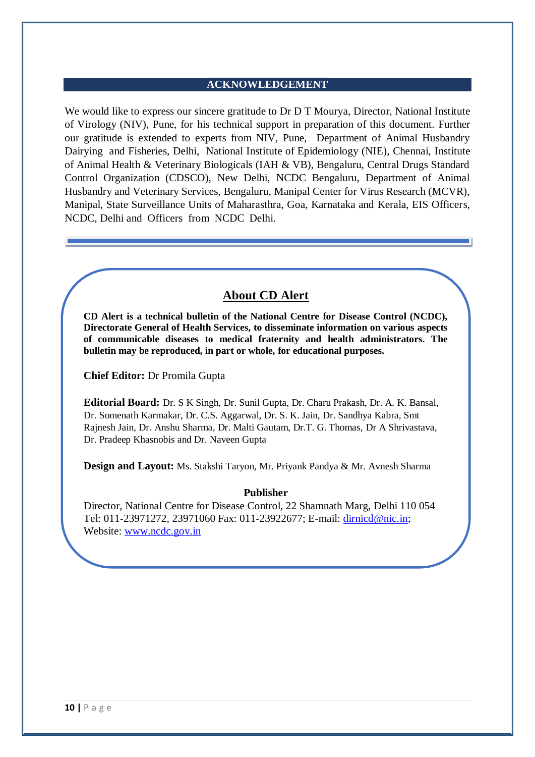## ACKNOWLEDGEMENT

We would like to express our sincere gratitude to Dr D T Mourya, Director, National Institute of Virology (NIV), Pune, for his technical support in preparation of this document. Further our gratitude is extended to experts from NIV, Pune, Department of Animal Husbandry Dairying and Fisheries, Delhi, National Institute of Epidemiology (NIE), Chennai, Institute of Animal Health & Veterinary Biologicals (IAH & VB), Bengaluru, Central Drugs Standard Control Organization (CDSCO), New Delhi, NCDC Bengaluru, Department of Animal Husbandry and Veterinary Services, Bengaluru, Manipal Center for Virus Research (MCVR), Manipal, State Surveillance Units of Maharasthra, Goa, Karnataka and Kerala, EIS Officers, NCDC, Delhi and Officers from NCDC Delhi.

## About CD Alert

**CD Alert is a technical bulletin of the National Centre for Disease Control (NCDC), Directorate General of Health Services, to disseminate information on various aspects of communicable diseases to medical fraternity and health administrators. The bulletin may be reproduced, in part or whole, for educational purposes.**

**Chief Editor:** Dr Promila Gupta

**Editorial Board:** Dr. S K Singh, Dr. Sunil Gupta, Dr. Charu Prakash, Dr. A. K. Bansal, Dr. Somenath Karmakar, Dr. C.S. Aggarwal, Dr. S. K. Jain, Dr. Sandhya Kabra, Smt Rajnesh Jain, Dr. Anshu Sharma, Dr. Malti Gautam, Dr.T. G. Thomas, Dr A Shrivastava, Dr. Pradeep Khasnobis and Dr. Naveen Gupta

**Design and Layout:** Ms. Stakshi Taryon, Mr. Priyank Pandya & Mr. Avnesh Sharma

**Publisher**

Director, National Centre for Disease Control, 22 Shamnath Marg, Delhi 110 054
Tel: 011-23971272, 23971060 Fax: 011-23922677; E-mail: dirnicd@nic.in;
Website: www.ncdc.gov.in